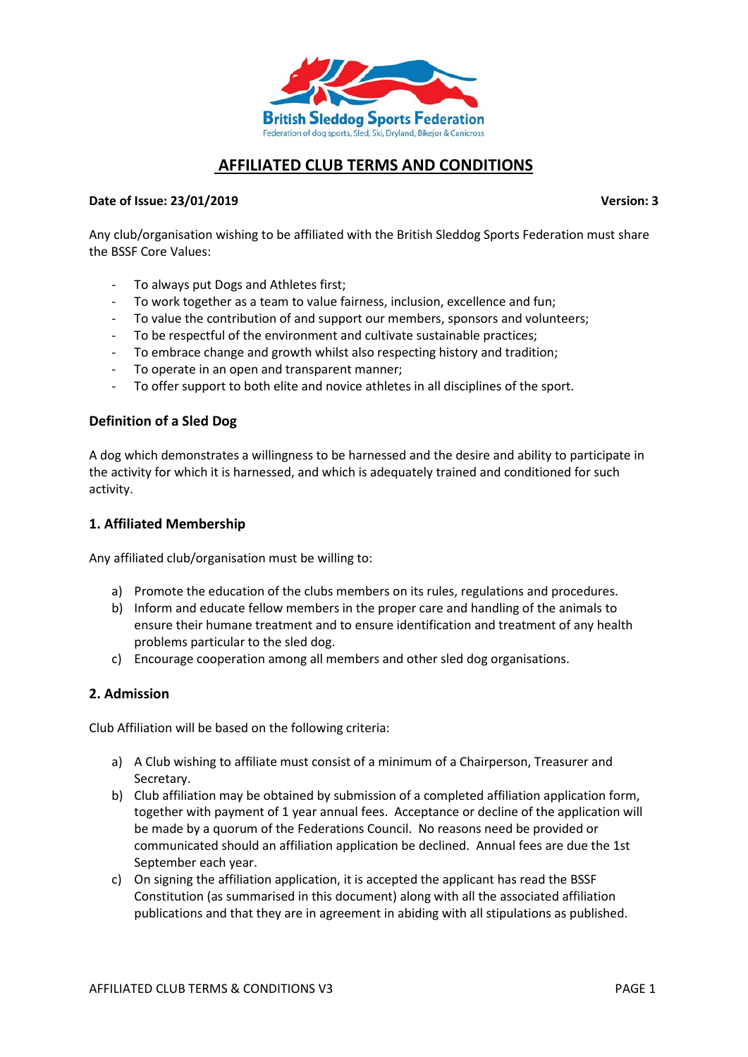British Sleddog Sports Federation

Federation of dog sports, Sled, Ski, Dryland, Bikejor & Canicross

# AFFILIATED CLUB TERMS AND CONDITIONS

**Date of Issue: 23/01/2019** **Version: 3**

Any club/organisation wishing to be affiliated with the British Sleddog Sports Federation must share the BSSF Core Values:

- To always put Dogs and Athletes first;
- To work together as a team to value fairness, inclusion, excellence and fun;
- To value the contribution of and support our members, sponsors and volunteers;
- To be respectful of the environment and cultivate sustainable practices;
- To embrace change and growth whilst also respecting history and tradition;
- To operate in an open and transparent manner;
- To offer support to both elite and novice athletes in all disciplines of the sport.

## Definition of a Sled Dog

A dog which demonstrates a willingness to be harnessed and the desire and ability to participate in the activity for which it is harnessed, and which is adequately trained and conditioned for such activity.

## 1. Affiliated Membership

Any affiliated club/organisation must be willing to:

a) Promote the education of the clubs members on its rules, regulations and procedures.
b) Inform and educate fellow members in the proper care and handling of the animals to ensure their humane treatment and to ensure identification and treatment of any health problems particular to the sled dog.
c) Encourage cooperation among all members and other sled dog organisations.

## 2. Admission

Club Affiliation will be based on the following criteria:

a) A Club wishing to affiliate must consist of a minimum of a Chairperson, Treasurer and Secretary.
b) Club affiliation may be obtained by submission of a completed affiliation application form, together with payment of 1 year annual fees. Acceptance or decline of the application will be made by a quorum of the Federations Council. No reasons need be provided or communicated should an affiliation application be declined. Annual fees are due the 1st September each year.
c) On signing the affiliation application, it is accepted the applicant has read the BSSF Constitution (as summarised in this document) along with all the associated affiliation publications and that they are in agreement in abiding with all stipulations as published.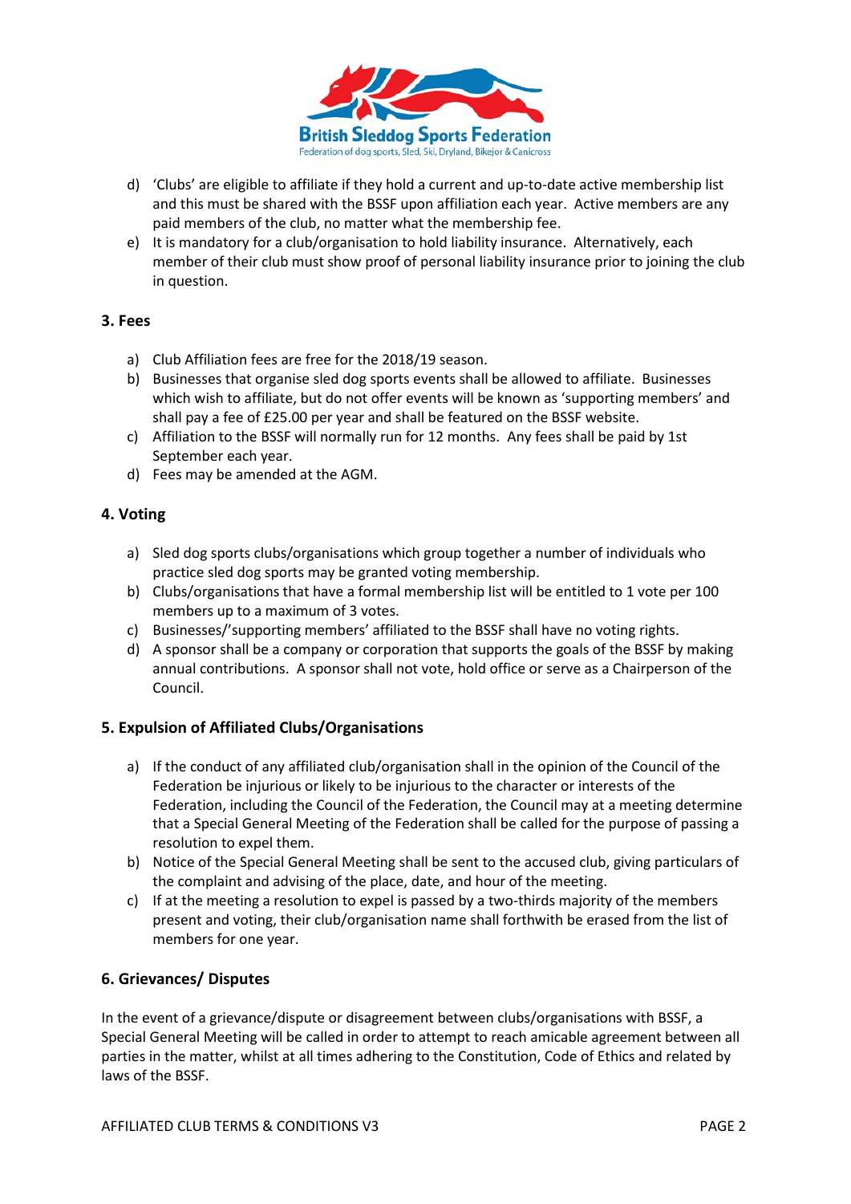d) 'Clubs' are eligible to affiliate if they hold a current and up-to-date active membership list and this must be shared with the BSSF upon affiliation each year. Active members are any paid members of the club, no matter what the membership fee.

e) It is mandatory for a club/organisation to hold liability insurance. Alternatively, each member of their club must show proof of personal liability insurance prior to joining the club in question.

## 3. Fees

a) Club Affiliation fees are free for the 2018/19 season.

b) Businesses that organise sled dog sports events shall be allowed to affiliate. Businesses which wish to affiliate, but do not offer events will be known as 'supporting members' and shall pay a fee of £25.00 per year and shall be featured on the BSSF website.

c) Affiliation to the BSSF will normally run for 12 months. Any fees shall be paid by 1st September each year.

d) Fees may be amended at the AGM.

## 4. Voting

a) Sled dog sports clubs/organisations which group together a number of individuals who practice sled dog sports may be granted voting membership.

b) Clubs/organisations that have a formal membership list will be entitled to 1 vote per 100 members up to a maximum of 3 votes.

c) Businesses/'supporting members' affiliated to the BSSF shall have no voting rights.

d) A sponsor shall be a company or corporation that supports the goals of the BSSF by making annual contributions. A sponsor shall not vote, hold office or serve as a Chairperson of the Council.

## 5. Expulsion of Affiliated Clubs/Organisations

a) If the conduct of any affiliated club/organisation shall in the opinion of the Council of the Federation be injurious or likely to be injurious to the character or interests of the Federation, including the Council of the Federation, the Council may at a meeting determine that a Special General Meeting of the Federation shall be called for the purpose of passing a resolution to expel them.

b) Notice of the Special General Meeting shall be sent to the accused club, giving particulars of the complaint and advising of the place, date, and hour of the meeting.

c) If at the meeting a resolution to expel is passed by a two-thirds majority of the members present and voting, their club/organisation name shall forthwith be erased from the list of members for one year.

## 6. Grievances/ Disputes

In the event of a grievance/dispute or disagreement between clubs/organisations with BSSF, a Special General Meeting will be called in order to attempt to reach amicable agreement between all parties in the matter, whilst at all times adhering to the Constitution, Code of Ethics and related by laws of the BSSF.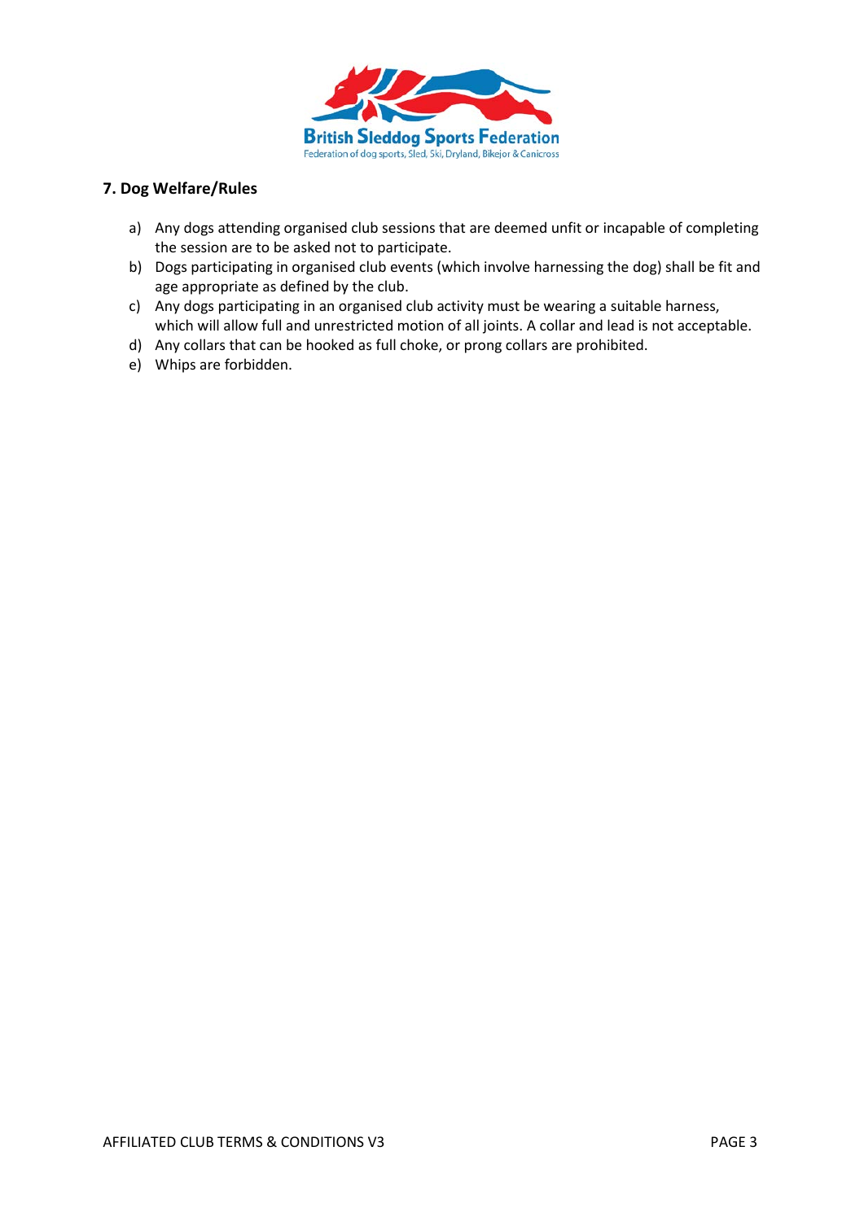## 7. Dog Welfare/Rules

a) Any dogs attending organised club sessions that are deemed unfit or incapable of completing the session are to be asked not to participate.
b) Dogs participating in organised club events (which involve harnessing the dog) shall be fit and age appropriate as defined by the club.
c) Any dogs participating in an organised club activity must be wearing a suitable harness, which will allow full and unrestricted motion of all joints. A collar and lead is not acceptable.
d) Any collars that can be hooked as full choke, or prong collars are prohibited.
e) Whips are forbidden.